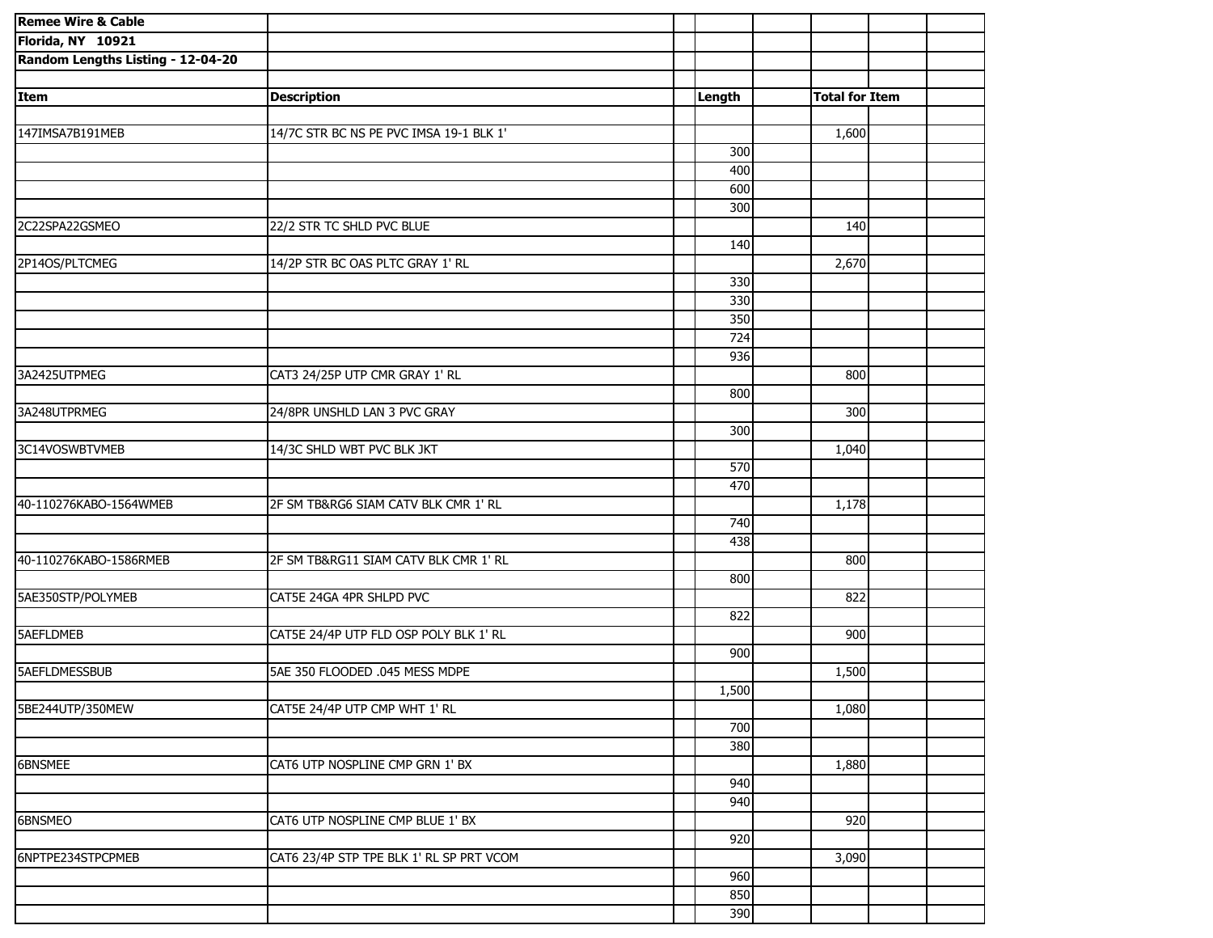**Remee Wire & Cable**

**Florida, NY 10921**

**Random Lengths Listing - 12-04-20**

| Item | Description | Length | Total for Item |
|---|---|---|---|
| 147IMSA7B191MEB | 14/7C STR BC NS PE PVC IMSA 19-1 BLK 1' | | 1,600 |
| | | 300 | |
| | | 400 | |
| | | 600 | |
| | | 300 | |
| 2C22SPA22GSMEO | 22/2 STR TC SHLD PVC BLUE | | 140 |
| | | 140 | |
| 2P14OS/PLTCMEG | 14/2P STR BC OAS PLTC GRAY 1' RL | | 2,670 |
| | | 330 | |
| | | 330 | |
| | | 350 | |
| | | 724 | |
| | | 936 | |
| 3A2425UTPMEG | CAT3 24/25P UTP CMR GRAY 1' RL | | 800 |
| | | 800 | |
| 3A248UTPRMEG | 24/8PR UNSHLD LAN 3 PVC GRAY | | 300 |
| | | 300 | |
| 3C14VOSWBTVMEB | 14/3C SHLD WBT PVC BLK JKT | | 1,040 |
| | | 570 | |
| | | 470 | |
| 40-110276KABO-1564WMEB | 2F SM TB&RG6 SIAM CATV BLK CMR 1' RL | | 1,178 |
| | | 740 | |
| | | 438 | |
| 40-110276KABO-1586RMEB | 2F SM TB&RG11 SIAM CATV BLK CMR 1' RL | | 800 |
| | | 800 | |
| 5AE350STP/POLYMEB | CAT5E 24GA 4PR SHLPD PVC | | 822 |
| | | 822 | |
| 5AEFLDMEB | CAT5E 24/4P UTP FLD OSP POLY BLK 1' RL | | 900 |
| | | 900 | |
| 5AEFLDMESSBUB | 5AE 350 FLOODED .045 MESS MDPE | | 1,500 |
| | | 1,500 | |
| 5BE244UTP/350MEW | CAT5E 24/4P UTP CMP WHT 1' RL | | 1,080 |
| | | 700 | |
| | | 380 | |
| 6BNSMEE | CAT6 UTP NOSPLINE CMP GRN 1' BX | | 1,880 |
| | | 940 | |
| | | 940 | |
| 6BNSMEO | CAT6 UTP NOSPLINE CMP BLUE 1' BX | | 920 |
| | | 920 | |
| 6NPTPE234STPCPMEB | CAT6 23/4P STP TPE BLK 1' RL SP PRT VCOM | | 3,090 |
| | | 960 | |
| | | 850 | |
| | | 390 | |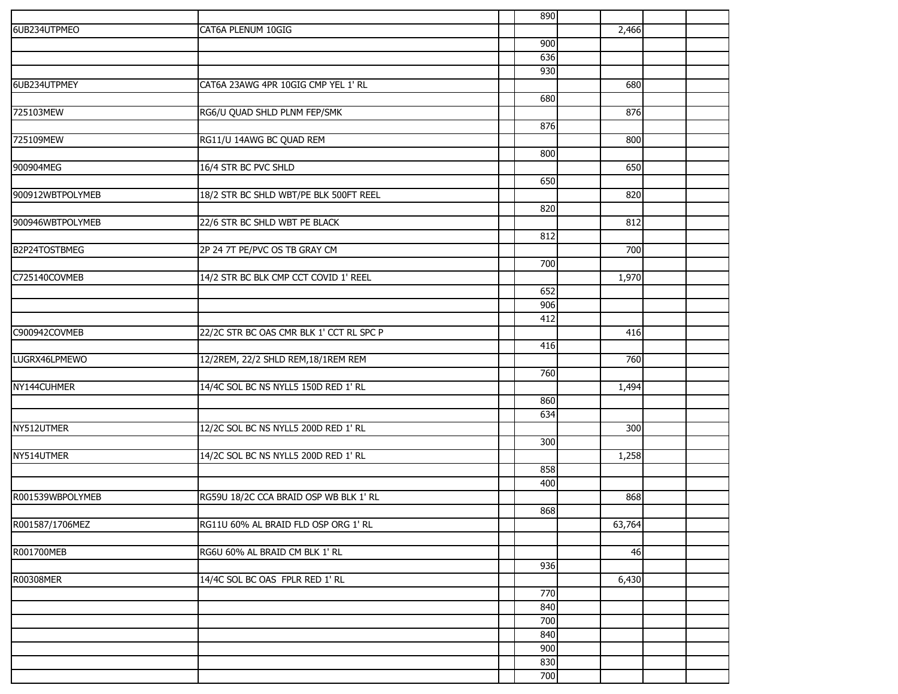| | | | | | | | |
|---|---|---|---|---|---|---|---|
| | | | 890 | | | | |
| 6UB234UTPMEO | CAT6A PLENUM 10GIG | | | | 2,466 | | |
| | | | 900 | | | | |
| | | | 636 | | | | |
| | | | 930 | | | | |
| 6UB234UTPMEY | CAT6A 23AWG 4PR 10GIG CMP YEL 1' RL | | | | 680 | | |
| | | | 680 | | | | |
| 725103MEW | RG6/U QUAD SHLD PLNM FEP/SMK | | | | 876 | | |
| | | | 876 | | | | |
| 725109MEW | RG11/U 14AWG BC QUAD REM | | | | 800 | | |
| | | | 800 | | | | |
| 900904MEG | 16/4 STR BC PVC SHLD | | | | 650 | | |
| | | | 650 | | | | |
| 900912WBTPOLYMEB | 18/2 STR BC SHLD WBT/PE BLK 500FT REEL | | | | 820 | | |
| | | | 820 | | | | |
| 900946WBTPOLYMEB | 22/6 STR BC SHLD WBT PE BLACK | | | | 812 | | |
| | | | 812 | | | | |
| B2P24TOSTBMEG | 2P 24 7T PE/PVC OS TB GRAY CM | | | | 700 | | |
| | | | 700 | | | | |
| C725140COVMEB | 14/2 STR BC BLK CMP CCT COVID 1' REEL | | | | 1,970 | | |
| | | | 652 | | | | |
| | | | 906 | | | | |
| | | | 412 | | | | |
| C900942COVMEB | 22/2C STR BC OAS CMR BLK 1' CCT RL SPC P | | | | 416 | | |
| | | | 416 | | | | |
| LUGRX46LPMEWO | 12/2REM, 22/2 SHLD REM,18/1REM REM | | | | 760 | | |
| | | | 760 | | | | |
| NY144CUHMER | 14/4C SOL BC NS NYLL5 150D RED 1' RL | | | | 1,494 | | |
| | | | 860 | | | | |
| | | | 634 | | | | |
| NY512UTMER | 12/2C SOL BC NS NYLL5 200D RED 1' RL | | | | 300 | | |
| | | | 300 | | | | |
| NY514UTMER | 14/2C SOL BC NS NYLL5 200D RED 1' RL | | | | 1,258 | | |
| | | | 858 | | | | |
| | | | 400 | | | | |
| R001539WBPOLYMEB | RG59U 18/2C CCA BRAID OSP WB BLK 1' RL | | | | 868 | | |
| | | | 868 | | | | |
| R001587/1706MEZ | RG11U 60% AL BRAID FLD OSP ORG 1' RL | | | | 63,764 | | |
| | | | | | | | |
| R001700MEB | RG6U 60% AL BRAID CM BLK 1' RL | | | | 46 | | |
| | | | 936 | | | | |
| R00308MER | 14/4C SOL BC OAS FPLR RED 1' RL | | | | 6,430 | | |
| | | | 770 | | | | |
| | | | 840 | | | | |
| | | | 700 | | | | |
| | | | 840 | | | | |
| | | | 900 | | | | |
| | | | 830 | | | | |
| | | | 700 | | | | |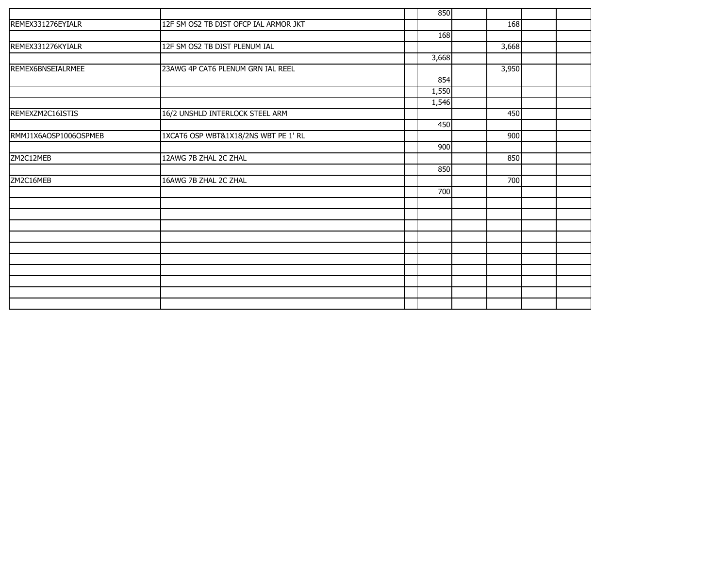| | | | | | | | |
|---|---|---|---|---|---|---|---|
| | | | 850 | | | | |
| REMEX331276EYIALR | 12F SM OS2 TB DIST OFCP IAL ARMOR JKT | | | | 168 | | |
| | | | 168 | | | | |
| REMEX331276KYIALR | 12F SM OS2 TB DIST PLENUM IAL | | | | 3,668 | | |
| | | | 3,668 | | | | |
| REMEX6BNSEIALRMEE | 23AWG 4P CAT6 PLENUM GRN IAL REEL | | | | 3,950 | | |
| | | | 854 | | | | |
| | | | 1,550 | | | | |
| | | | 1,546 | | | | |
| REMEXZM2C16ISTIS | 16/2 UNSHLD INTERLOCK STEEL ARM | | | | 450 | | |
| | | | 450 | | | | |
| RMMJ1X6AOSP1006OSPMEB | 1XCAT6 OSP WBT&1X18/2NS WBT PE 1' RL | | | | 900 | | |
| | | | 900 | | | | |
| ZM2C12MEB | 12AWG 7B ZHAL 2C ZHAL | | | | 850 | | |
| | | | 850 | | | | |
| ZM2C16MEB | 16AWG 7B ZHAL 2C ZHAL | | | | 700 | | |
| | | | 700 | | | | |
| | | | | | | | |
| | | | | | | | |
| | | | | | | | |
| | | | | | | | |
| | | | | | | | |
| | | | | | | | |
| | | | | | | | |
| | | | | | | | |
| | | | | | | | |
| | | | | | | | |